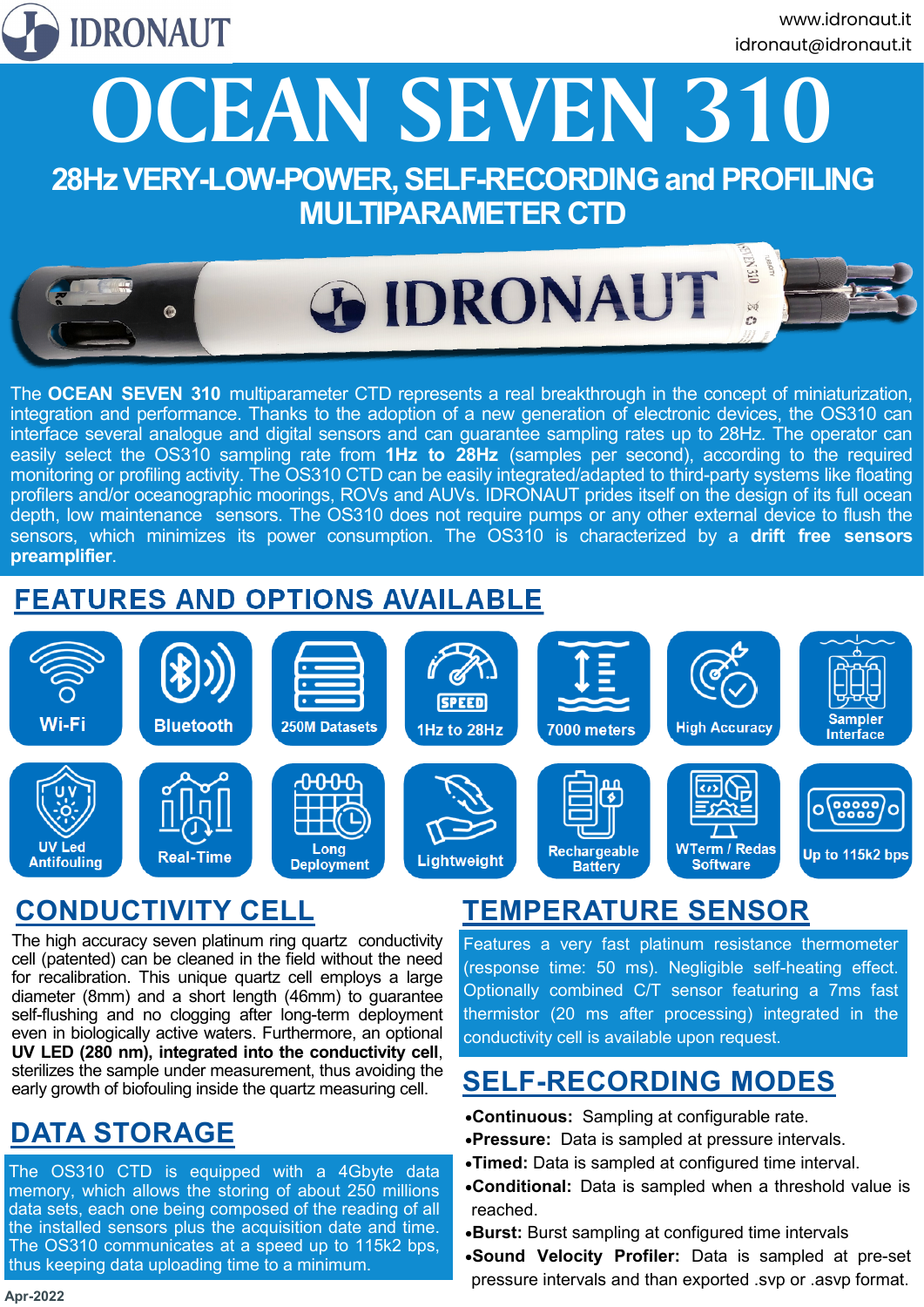IDRONAUT

www.idronaut.it
idronaut@idronaut.it

# OCEAN SEVEN 310

## 28Hz VERY-LOW-POWER, SELF-RECORDING and PROFILING MULTIPARAMETER CTD

The **OCEAN SEVEN 310** multiparameter CTD represents a real breakthrough in the concept of miniaturization, integration and performance. Thanks to the adoption of a new generation of electronic devices, the OS310 can interface several analogue and digital sensors and can guarantee sampling rates up to 28Hz. The operator can easily select the OS310 sampling rate from **1Hz to 28Hz** (samples per second), according to the required monitoring or profiling activity. The OS310 CTD can be easily integrated/adapted to third-party systems like floating profilers and/or oceanographic moorings, ROVs and AUVs. IDRONAUT prides itself on the design of its full ocean depth, low maintenance sensors. The OS310 does not require pumps or any other external device to flush the sensors, which minimizes its power consumption. The OS310 is characterized by a **drift free sensors preamplifier**.

## FEATURES AND OPTIONS AVAILABLE

- Wi-Fi
- Bluetooth
- 250M Datasets
- 1Hz to 28Hz
- 7000 meters
- High Accuracy
- Sampler Interface
- UV Led Antifouling
- Real-Time
- Long Deployment
- Lightweight
- Rechargeable Battery
- WTerm / Redas Software
- Up to 115k2 bps

## CONDUCTIVITY CELL

The high accuracy seven platinum ring quartz conductivity cell (patented) can be cleaned in the field without the need for recalibration. This unique quartz cell employs a large diameter (8mm) and a short length (46mm) to guarantee self-flushing and no clogging after long-term deployment even in biologically active waters. Furthermore, an optional **UV LED (280 nm), integrated into the conductivity cell**, sterilizes the sample under measurement, thus avoiding the early growth of biofouling inside the quartz measuring cell.

## DATA STORAGE

The OS310 CTD is equipped with a 4Gbyte data memory, which allows the storing of about 250 millions data sets, each one being composed of the reading of all the installed sensors plus the acquisition date and time. The OS310 communicates at a speed up to 115k2 bps, thus keeping data uploading time to a minimum.

## TEMPERATURE SENSOR

Features a very fast platinum resistance thermometer (response time: 50 ms). Negligible self-heating effect. Optionally combined C/T sensor featuring a 7ms fast thermistor (20 ms after processing) integrated in the conductivity cell is available upon request.

## SELF-RECORDING MODES

- **Continuous:** Sampling at configurable rate.
- **Pressure:** Data is sampled at pressure intervals.
- **Timed:** Data is sampled at configured time interval.
- **Conditional:** Data is sampled when a threshold value is reached.
- **Burst:** Burst sampling at configured time intervals
- **Sound Velocity Profiler:** Data is sampled at pre-set pressure intervals and than exported .svp or .asvp format.

Apr-2022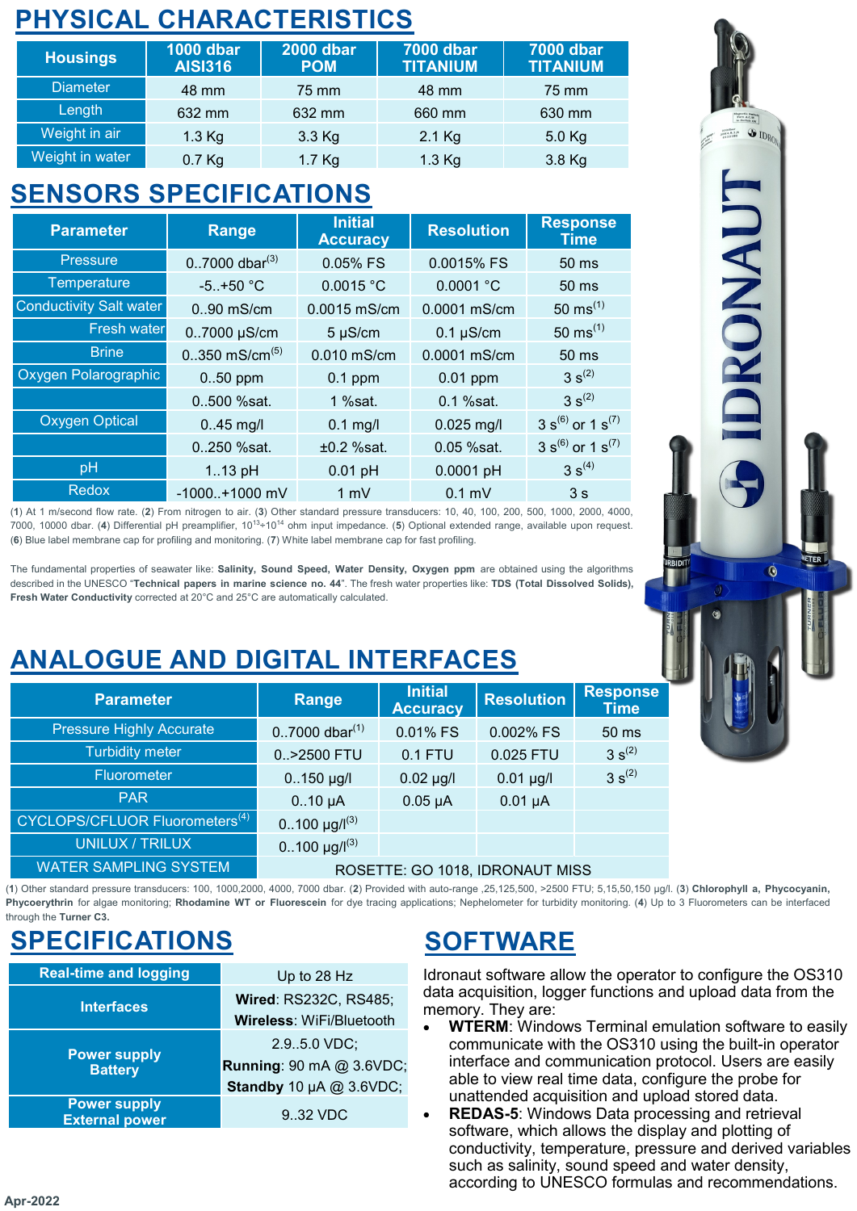# PHYSICAL CHARACTERISTICS

| Housings | 1000 dbar AISI316 | 2000 dbar POM | 7000 dbar TITANIUM | 7000 dbar TITANIUM |
|---|---|---|---|---|
| Diameter | 48 mm | 75 mm | 48 mm | 75 mm |
| Length | 632 mm | 632 mm | 660 mm | 630 mm |
| Weight in air | 1.3 Kg | 3.3 Kg | 2.1 Kg | 5.0 Kg |
| Weight in water | 0.7 Kg | 1.7 Kg | 1.3 Kg | 3.8 Kg |

# SENSORS SPECIFICATIONS

| Parameter | Range | Initial Accuracy | Resolution | Response Time |
|---|---|---|---|---|
| Pressure | 0..7000 dbar(3) | 0.05% FS | 0.0015% FS | 50 ms |
| Temperature | -5..+50 °C | 0.0015 °C | 0.0001 °C | 50 ms |
| Conductivity Salt water | 0..90 mS/cm | 0.0015 mS/cm | 0.0001 mS/cm | 50 ms(1) |
| Fresh water | 0..7000 µS/cm | 5 µS/cm | 0.1 µS/cm | 50 ms(1) |
| Brine | 0..350 mS/cm(5) | 0.010 mS/cm | 0.0001 mS/cm | 50 ms |
| Oxygen Polarographic | 0..50 ppm | 0.1 ppm | 0.01 ppm | 3 s(2) |
| | 0..500 %sat. | 1 %sat. | 0.1 %sat. | 3 s(2) |
| Oxygen Optical | 0..45 mg/l | 0.1 mg/l | 0.025 mg/l | 3 s(6) or 1 s(7) |
| | 0..250 %sat. | ±0.2 %sat. | 0.05 %sat. | 3 s(6) or 1 s(7) |
| pH | 1..13 pH | 0.01 pH | 0.0001 pH | 3 s(4) |
| Redox | -1000..+1000 mV | 1 mV | 0.1 mV | 3 s |

(**1**) At 1 m/second flow rate. (**2**) From nitrogen to air. (**3**) Other standard pressure transducers: 10, 40, 100, 200, 500, 1000, 2000, 4000, 7000, 10000 dbar. (**4**) Differential pH preamplifier, $10^{13} \div 10^{14}$ ohm input impedance. (**5**) Optional extended range, available upon request. (**6**) Blue label membrane cap for profiling and monitoring. (**7**) White label membrane cap for fast profiling.

The fundamental properties of seawater like: **Salinity, Sound Speed, Water Density, Oxygen ppm** are obtained using the algorithms described in the UNESCO "**Technical papers in marine science no. 44**". The fresh water properties like: **TDS (Total Dissolved Solids)**, **Fresh Water Conductivity** corrected at 20°C and 25°C are automatically calculated.

# ANALOGUE AND DIGITAL INTERFACES

| Parameter | Range | Initial Accuracy | Resolution | Response Time |
|---|---|---|---|---|
| Pressure Highly Accurate | 0..7000 dbar(1) | 0.01% FS | 0.002% FS | 50 ms |
| Turbidity meter | 0..>2500 FTU | 0.1 FTU | 0.025 FTU | 3 s(2) |
| Fluorometer | 0..150 µg/l | 0.02 µg/l | 0.01 µg/l | 3 s(2) |
| PAR | 0..10 µA | 0.05 µA | 0.01 µA | |
| CYCLOPS/CFLUOR Fluorometers(4) | 0..100 µg/l(3) | | | |
| UNILUX / TRILUX | 0..100 µg/l(3) | | | |
| WATER SAMPLING SYSTEM | ROSETTE: GO 1018, IDRONAUT MISS | | | |

(**1**) Other standard pressure transducers: 100, 1000,2000, 4000, 7000 dbar. (**2**) Provided with auto-range ,25,125,500, >2500 FTU; 5,15,50,150 µg/l. (**3**) **Chlorophyll a, Phycocyanin, Phycoerythrin** for algae monitoring; **Rhodamine WT or Fluorescein** for dye tracing applications; Nephelometer for turbidity monitoring. (**4**) Up to 3 Fluorometers can be interfaced through the **Turner C3.**

# SPECIFICATIONS

| | |
|---|---|
| **Real-time and logging** | Up to 28 Hz |
| **Interfaces** | **Wired**: RS232C, RS485; **Wireless**: WiFi/Bluetooth |
| **Power supply Battery** | 2.9..5.0 VDC; **Running**: 90 mA @ 3.6VDC; **Standby** 10 µA @ 3.6VDC; |
| **Power supply External power** | 9..32 VDC |

# SOFTWARE

Idronaut software allow the operator to configure the OS310 data acquisition, logger functions and upload data from the memory. They are:

- **WTERM**: Windows Terminal emulation software to easily communicate with the OS310 using the built-in operator interface and communication protocol. Users are easily able to view real time data, configure the probe for unattended acquisition and upload stored data.
- **REDAS-5**: Windows Data processing and retrieval software, which allows the display and plotting of conductivity, temperature, pressure and derived variables such as salinity, sound speed and water density, according to UNESCO formulas and recommendations.

Apr-2022